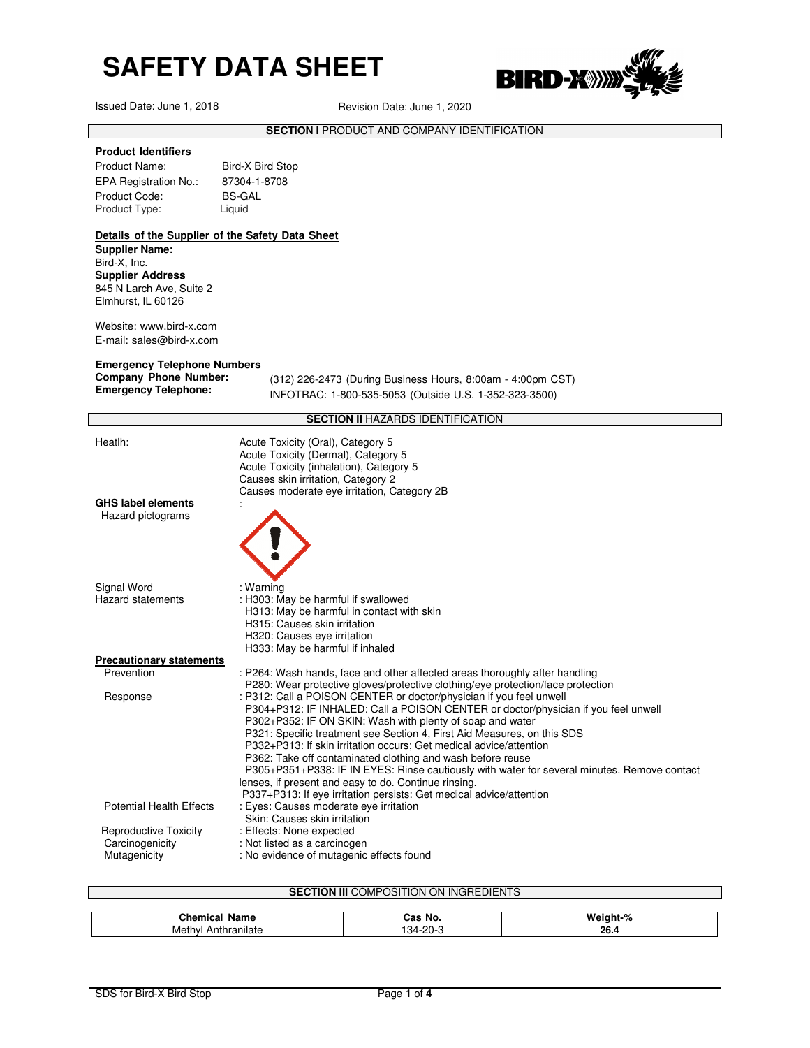# SAFETY DATA SHEET

Issued Date: June 1, 2018 Revision Date: June 1, 2020

## SECTION I PRODUCT AND COMPANY IDENTIFICATION

**Product Identifiers**

Product Name: Bird-X Bird Stop
EPA Registration No.: 87304-1-8708
Product Code: BS-GAL
Product Type: Liquid

**Details of the Supplier of the Safety Data Sheet**

**Supplier Name:**
Bird-X, Inc.
**Supplier Address**
845 N Larch Ave, Suite 2
Elmhurst, IL 60126

Website: www.bird-x.com
E-mail: sales@bird-x.com

**Emergency Telephone Numbers**

**Company Phone Number:** (312) 226-2473 (During Business Hours, 8:00am - 4:00pm CST)
**Emergency Telephone:** INFOTRAC: 1-800-535-5053 (Outside U.S. 1-352-323-3500)

## SECTION II HAZARDS IDENTIFICATION

Heatlh:
- Acute Toxicity (Oral), Category 5
- Acute Toxicity (Dermal), Category 5
- Acute Toxicity (inhalation), Category 5
- Causes skin irritation, Category 2
- Causes moderate eye irritation, Category 2B

**GHS label elements** :

Hazard pictograms

Signal Word : Warning

Hazard statements :
- H303: May be harmful if swallowed
- H313: May be harmful in contact with skin
- H315: Causes skin irritation
- H320: Causes eye irritation
- H333: May be harmful if inhaled

**Precautionary statements**

Prevention :
- P264: Wash hands, face and other affected areas thoroughly after handling
- P280: Wear protective gloves/protective clothing/eye protection/face protection

Response :
- P312: Call a POISON CENTER or doctor/physician if you feel unwell
- P304+P312: IF INHALED: Call a POISON CENTER or doctor/physician if you feel unwell
- P302+P352: IF ON SKIN: Wash with plenty of soap and water
- P321: Specific treatment see Section 4, First Aid Measures, on this SDS
- P332+P313: If skin irritation occurs; Get medical advice/attention
- P362: Take off contaminated clothing and wash before reuse
- P305+P351+P338: IF IN EYES: Rinse cautiously with water for several minutes. Remove contact lenses, if present and easy to do. Continue rinsing.
- P337+P313: If eye irritation persists: Get medical advice/attention

Potential Health Effects :
- Eyes: Causes moderate eye irritation
- Skin: Causes skin irritation

Reproductive Toxicity : Effects: None expected
Carcinogenicity : Not listed as a carcinogen
Mutagenicity : No evidence of mutagenic effects found

## SECTION III COMPOSITION ON INGREDIENTS

| Chemical Name | Cas No. | Weight-% |
|---|---|---|
| Methyl Anthranilate | 134-20-3 | 26.4 |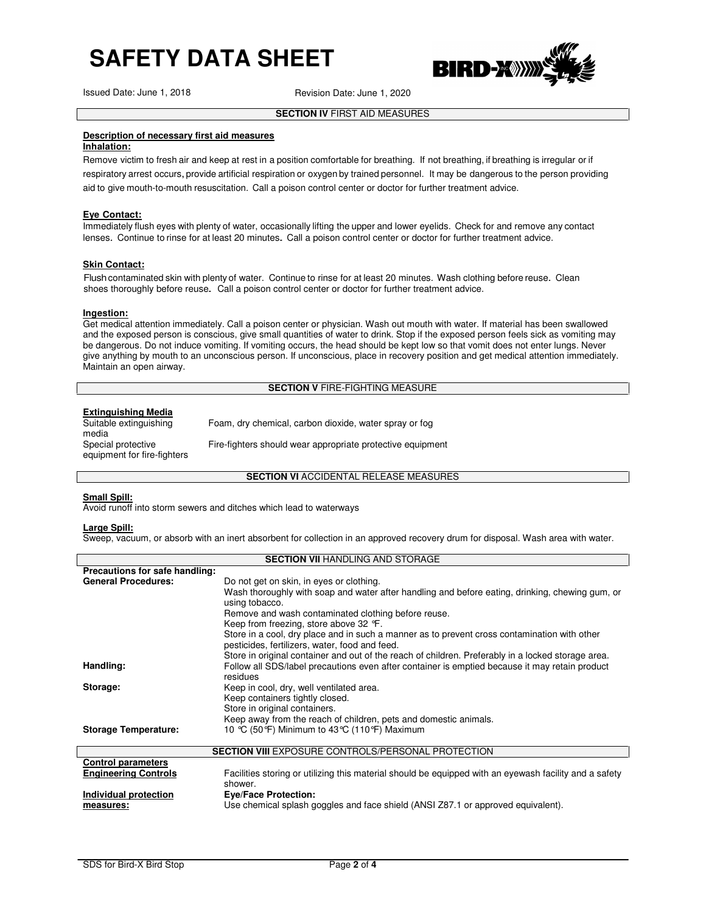# SAFETY DATA SHEET

Issued Date: June 1, 2018 Revision Date: June 1, 2020

## SECTION IV FIRST AID MEASURES

**Description of necessary first aid measures**

**Inhalation:**

Remove victim to fresh air and keep at rest in a position comfortable for breathing. If not breathing, if breathing is irregular or if respiratory arrest occurs, provide artificial respiration or oxygen by trained personnel. It may be dangerous to the person providing aid to give mouth-to-mouth resuscitation. Call a poison control center or doctor for further treatment advice.

**Eye Contact:**

Immediately flush eyes with plenty of water, occasionally lifting the upper and lower eyelids. Check for and remove any contact lenses. Continue to rinse for at least 20 minutes. Call a poison control center or doctor for further treatment advice.

**Skin Contact:**

Flush contaminated skin with plenty of water. Continue to rinse for at least 20 minutes. Wash clothing before reuse. Clean shoes thoroughly before reuse. Call a poison control center or doctor for further treatment advice.

**Ingestion:**

Get medical attention immediately. Call a poison center or physician. Wash out mouth with water. If material has been swallowed and the exposed person is conscious, give small quantities of water to drink. Stop if the exposed person feels sick as vomiting may be dangerous. Do not induce vomiting. If vomiting occurs, the head should be kept low so that vomit does not enter lungs. Never give anything by mouth to an unconscious person. If unconscious, place in recovery position and get medical attention immediately. Maintain an open airway.

## SECTION V FIRE-FIGHTING MEASURE

**Extinguishing Media**

| | |
|---|---|
| Suitable extinguishing media | Foam, dry chemical, carbon dioxide, water spray or fog |
| Special protective equipment for fire-fighters | Fire-fighters should wear appropriate protective equipment |

## SECTION VI ACCIDENTAL RELEASE MEASURES

**Small Spill:**

Avoid runoff into storm sewers and ditches which lead to waterways

**Large Spill:**

Sweep, vacuum, or absorb with an inert absorbent for collection in an approved recovery drum for disposal. Wash area with water.

## SECTION VII HANDLING AND STORAGE

**Precautions for safe handling:**

| | |
|---|---|
| **General Procedures:** | Do not get on skin, in eyes or clothing.<br>Wash thoroughly with soap and water after handling and before eating, drinking, chewing gum, or using tobacco.<br>Remove and wash contaminated clothing before reuse.<br>Keep from freezing, store above 32 °F.<br>Store in a cool, dry place and in such a manner as to prevent cross contamination with other pesticides, fertilizers, water, food and feed.<br>Store in original container and out of the reach of children. Preferably in a locked storage area. |
| **Handling:** | Follow all SDS/label precautions even after container is emptied because it may retain product residues |
| **Storage:** | Keep in cool, dry, well ventilated area.<br>Keep containers tightly closed.<br>Store in original containers.<br>Keep away from the reach of children, pets and domestic animals. |
| **Storage Temperature:** | 10 °C (50°F) Minimum to 43°C (110°F) Maximum |

## SECTION VIII EXPOSURE CONTROLS/PERSONAL PROTECTION

| | |
|---|---|
| **Control parameters** | |
| **Engineering Controls** | Facilities storing or utilizing this material should be equipped with an eyewash facility and a safety shower. |
| **Individual protection measures:** | **Eye/Face Protection:**<br>Use chemical splash goggles and face shield (ANSI Z87.1 or approved equivalent). |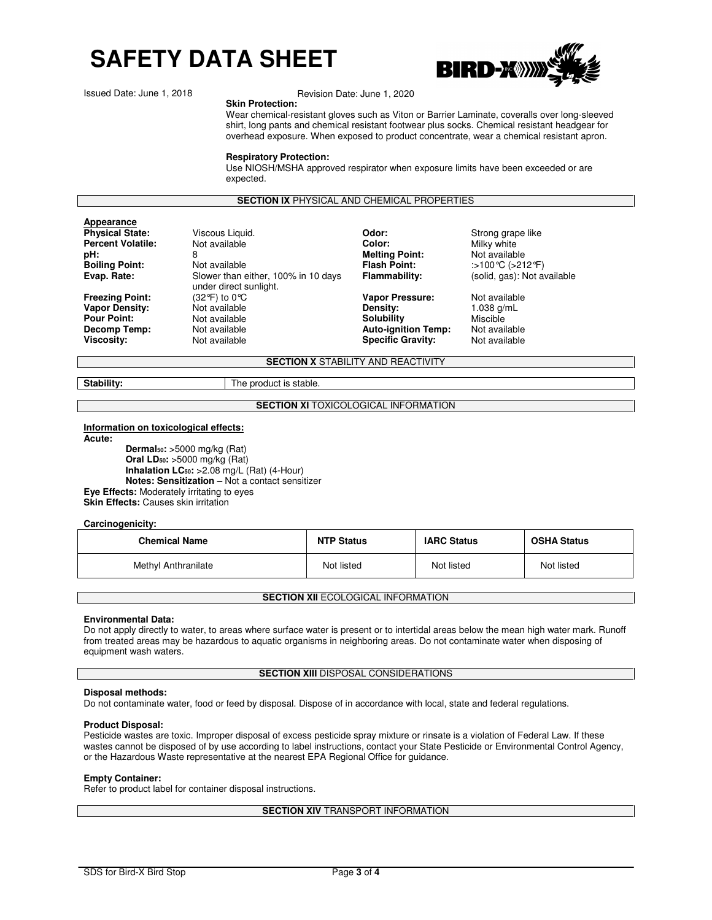# SAFETY DATA SHEET

Issued Date: June 1, 2018 Revision Date: June 1, 2020

**Skin Protection:**
Wear chemical-resistant gloves such as Viton or Barrier Laminate, coveralls over long-sleeved shirt, long pants and chemical resistant footwear plus socks. Chemical resistant headgear for overhead exposure. When exposed to product concentrate, wear a chemical resistant apron.

**Respiratory Protection:**
Use NIOSH/MSHA approved respirator when exposure limits have been exceeded or are expected.

## SECTION IX PHYSICAL AND CHEMICAL PROPERTIES

**Appearance**

| | | | |
|---|---|---|---|
| **Physical State:** | Viscous Liquid. | **Odor:** | Strong grape like |
| **Percent Volatile:** | Not available | **Color:** | Milky white |
| **pH:** | 8 | **Melting Point:** | Not available |
| **Boiling Point:** | Not available | **Flash Point:** | :>100℃ (>212℉) |
| **Evap. Rate:** | Slower than either, 100% in 10 days under direct sunlight. | **Flammability:** | (solid, gas): Not available |
| **Freezing Point:** | (32℉) to 0℃ | **Vapor Pressure:** | Not available |
| **Vapor Density:** | Not available | **Density:** | 1.038 g/mL |
| **Pour Point:** | Not available | **Solubility** | Miscible |
| **Decomp Temp:** | Not available | **Auto-ignition Temp:** | Not available |
| **Viscosity:** | Not available | **Specific Gravity:** | Not available |

## SECTION X STABILITY AND REACTIVITY

| | |
|---|---|
| **Stability:** | The product is stable. |

## SECTION XI TOXICOLOGICAL INFORMATION

**Information on toxicological effects:**

**Acute:**

- **$Dermal_{50}$:** >5000 mg/kg (Rat)
- **Oral $LD_{50}$:** >5000 mg/kg (Rat)
- **Inhalation $LC_{50}$:** >2.08 mg/L (Rat) (4-Hour)
- **Notes: Sensitization –** Not a contact sensitizer

**Eye Effects:** Moderately irritating to eyes
**Skin Effects:** Causes skin irritation

**Carcinogenicity:**

| Chemical Name | NTP Status | IARC Status | OSHA Status |
|---|---|---|---|
| Methyl Anthranilate | Not listed | Not listed | Not listed |

## SECTION XII ECOLOGICAL INFORMATION

**Environmental Data:**
Do not apply directly to water, to areas where surface water is present or to intertidal areas below the mean high water mark. Runoff from treated areas may be hazardous to aquatic organisms in neighboring areas. Do not contaminate water when disposing of equipment wash waters.

## SECTION XIII DISPOSAL CONSIDERATIONS

**Disposal methods:**
Do not contaminate water, food or feed by disposal. Dispose of in accordance with local, state and federal regulations.

**Product Disposal:**
Pesticide wastes are toxic. Improper disposal of excess pesticide spray mixture or rinsate is a violation of Federal Law. If these wastes cannot be disposed of by use according to label instructions, contact your State Pesticide or Environmental Control Agency, or the Hazardous Waste representative at the nearest EPA Regional Office for guidance.

**Empty Container:**
Refer to product label for container disposal instructions.

## SECTION XIV TRANSPORT INFORMATION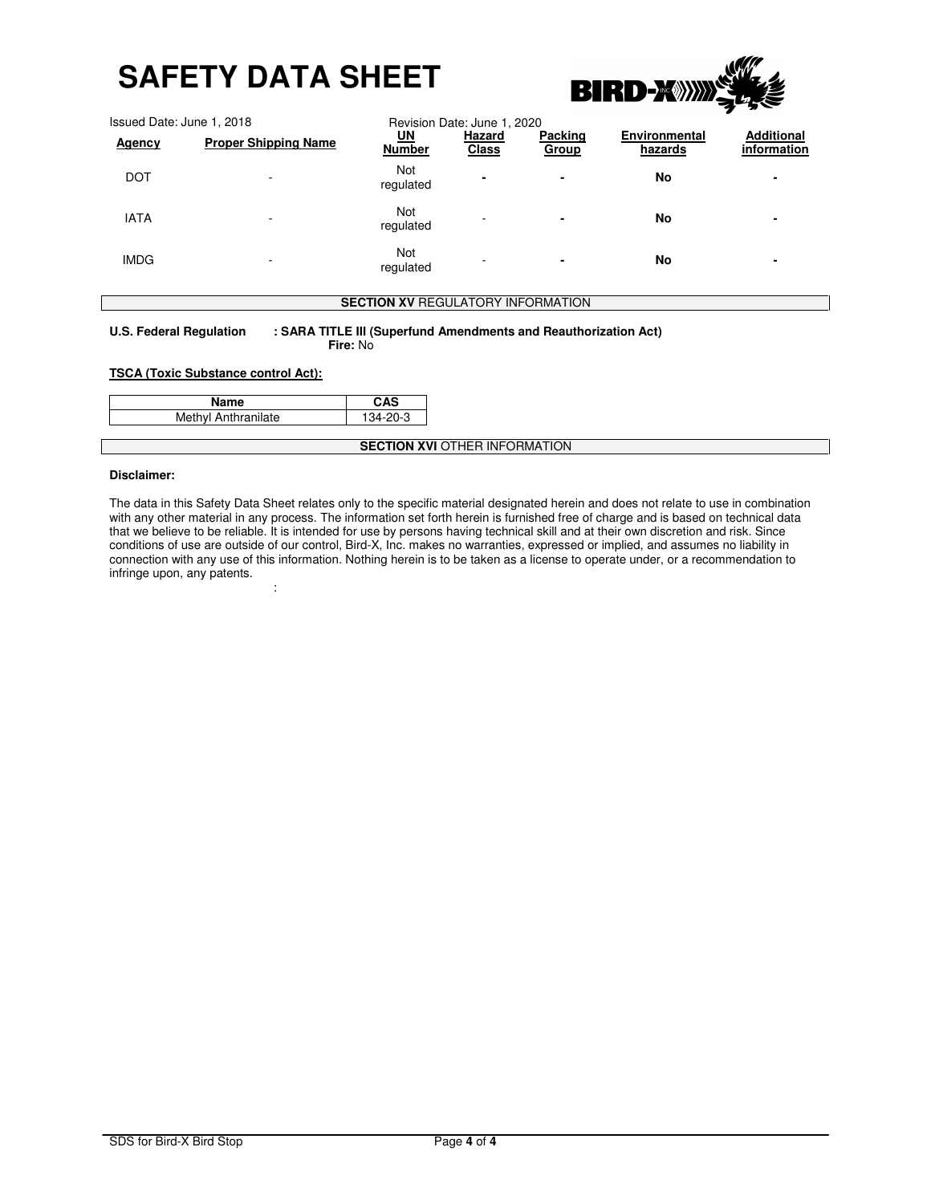# SAFETY DATA SHEET

Issued Date: June 1, 2018

Revision Date: June 1, 2020

| Agency | Proper Shipping Name | UN Number | Hazard Class | Packing Group | Environmental hazards | Additional information |
|---|---|---|---|---|---|---|
| DOT | - | Not regulated | - | - | No | - |
| IATA | - | Not regulated | - | - | No | - |
| IMDG | - | Not regulated | - | - | No | - |

## SECTION XV REGULATORY INFORMATION

**U.S. Federal Regulation : SARA TITLE III (Superfund Amendments and Reauthorization Act)**
**Fire:** No

**TSCA (Toxic Substance control Act):**

| Name | CAS |
|---|---|
| Methyl Anthranilate | 134-20-3 |

## SECTION XVI OTHER INFORMATION

**Disclaimer:**

The data in this Safety Data Sheet relates only to the specific material designated herein and does not relate to use in combination with any other material in any process. The information set forth herein is furnished free of charge and is based on technical data that we believe to be reliable. It is intended for use by persons having technical skill and at their own discretion and risk. Since conditions of use are outside of our control, Bird-X, Inc. makes no warranties, expressed or implied, and assumes no liability in connection with any use of this information. Nothing herein is to be taken as a license to operate under, or a recommendation to infringe upon, any patents.

: